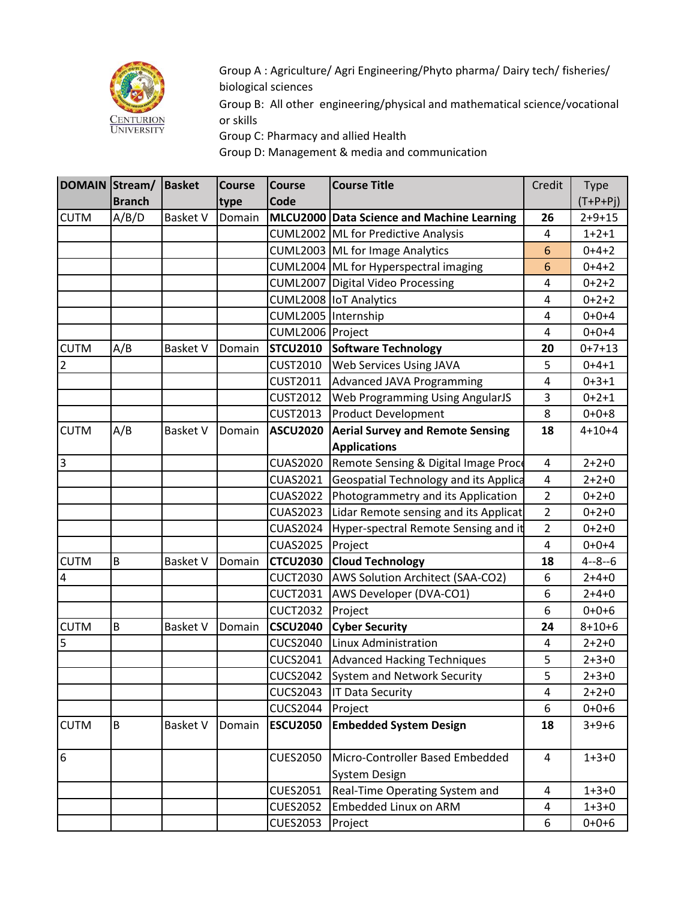Group A : Agriculture/ Agri Engineering/Phyto pharma/ Dairy tech/ fisheries/ biological sciences

Group B: All other engineering/physical and mathematical science/vocational or skills

Group C: Pharmacy and allied Health

Group D: Management & media and communication

| DOMAIN | Stream/ Branch | Basket | Course type | Course Code | Course Title | Credit | Type (T+P+Pj) |
|---|---|---|---|---|---|---|---|
| CUTM | A/B/D | Basket V | Domain | **MLCU2000** | **Data Science and Machine Learning** | **26** | 2+9+15 |
| | | | | CUML2002 | ML for Predictive Analysis | 4 | 1+2+1 |
| | | | | CUML2003 | ML for Image Analytics | 6 | 0+4+2 |
| | | | | CUML2004 | ML for Hyperspectral imaging | 6 | 0+4+2 |
| | | | | CUML2007 | Digital Video Processing | 4 | 0+2+2 |
| | | | | CUML2008 | IoT Analytics | 4 | 0+2+2 |
| | | | | CUML2005 | Internship | 4 | 0+0+4 |
| | | | | CUML2006 | Project | 4 | 0+0+4 |
| CUTM | A/B | Basket V | Domain | **STCU2010** | **Software Technology** | **20** | 0+7+13 |
| 2 | | | | CUST2010 | Web Services Using JAVA | 5 | 0+4+1 |
| | | | | CUST2011 | Advanced JAVA Programming | 4 | 0+3+1 |
| | | | | CUST2012 | Web Programming Using AngularJS | 3 | 0+2+1 |
| | | | | CUST2013 | Product Development | 8 | 0+0+8 |
| CUTM | A/B | Basket V | Domain | **ASCU2020** | **Aerial Survey and Remote Sensing Applications** | **18** | 4+10+4 |
| 3 | | | | CUAS2020 | Remote Sensing & Digital Image Proc | 4 | 2+2+0 |
| | | | | CUAS2021 | Geospatial Technology and its Applica | 4 | 2+2+0 |
| | | | | CUAS2022 | Photogrammetry and its Application | 2 | 0+2+0 |
| | | | | CUAS2023 | Lidar Remote sensing and its Applicat | 2 | 0+2+0 |
| | | | | CUAS2024 | Hyper-spectral Remote Sensing and it | 2 | 0+2+0 |
| | | | | CUAS2025 | Project | 4 | 0+0+4 |
| CUTM | B | Basket V | Domain | **CTCU2030** | **Cloud Technology** | **18** | 4--8--6 |
| 4 | | | | CUCT2030 | AWS Solution Architect (SAA-CO2) | 6 | 2+4+0 |
| | | | | CUCT2031 | AWS Developer (DVA-CO1) | 6 | 2+4+0 |
| | | | | CUCT2032 | Project | 6 | 0+0+6 |
| CUTM | B | Basket V | Domain | **CSCU2040** | **Cyber Security** | **24** | 8+10+6 |
| 5 | | | | CUCS2040 | Linux Administration | 4 | 2+2+0 |
| | | | | CUCS2041 | Advanced Hacking Techniques | 5 | 2+3+0 |
| | | | | CUCS2042 | System and Network Security | 5 | 2+3+0 |
| | | | | CUCS2043 | IT Data Security | 4 | 2+2+0 |
| | | | | CUCS2044 | Project | 6 | 0+0+6 |
| CUTM | B | Basket V | Domain | **ESCU2050** | **Embedded System Design** | **18** | 3+9+6 |
| 6 | | | | CUES2050 | Micro-Controller Based Embedded System Design | 4 | 1+3+0 |
| | | | | CUES2051 | Real-Time Operating System and | 4 | 1+3+0 |
| | | | | CUES2052 | Embedded Linux on ARM | 4 | 1+3+0 |
| | | | | CUES2053 | Project | 6 | 0+0+6 |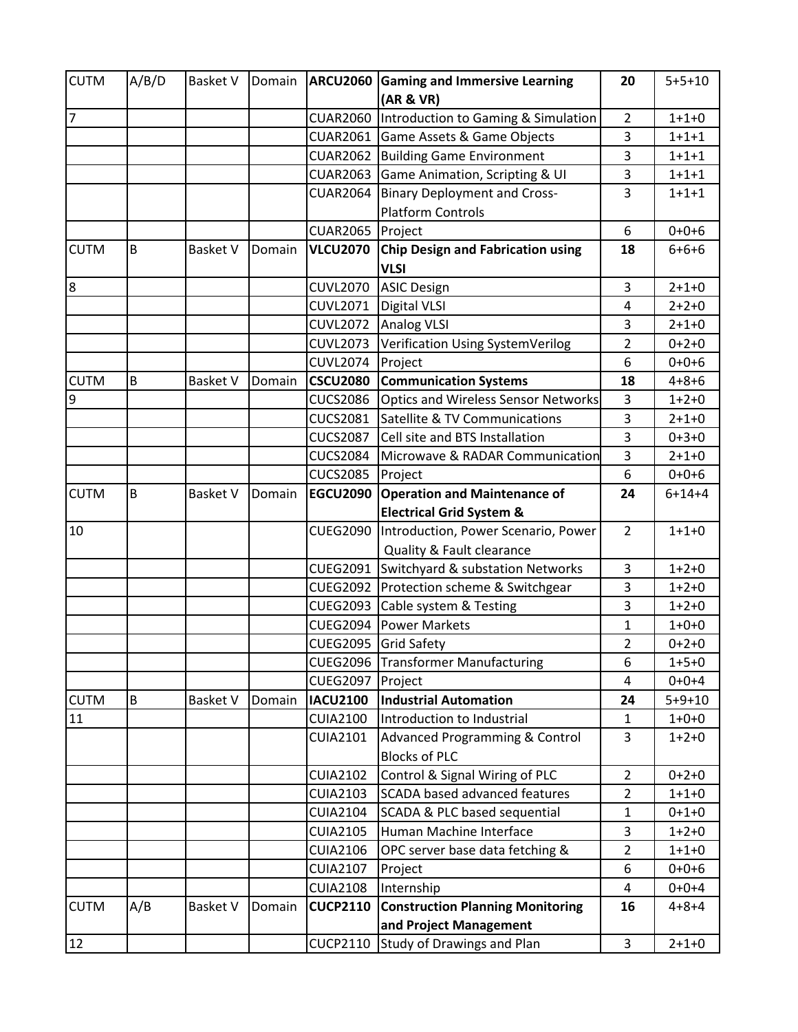| CUTM | A/B/D | Basket V | Domain | **ARCU2060** | **Gaming and Immersive Learning (AR & VR)** | **20** | 5+5+10 |
|---|---|---|---|---|---|---|---|
| 7 | | | | CUAR2060 | Introduction to Gaming & Simulation | 2 | 1+1+0 |
| | | | | CUAR2061 | Game Assets & Game Objects | 3 | 1+1+1 |
| | | | | CUAR2062 | Building Game Environment | 3 | 1+1+1 |
| | | | | CUAR2063 | Game Animation, Scripting & UI | 3 | 1+1+1 |
| | | | | CUAR2064 | Binary Deployment and Cross-Platform Controls | 3 | 1+1+1 |
| | | | | CUAR2065 | Project | 6 | 0+0+6 |
| CUTM | B | Basket V | Domain | **VLCU2070** | **Chip Design and Fabrication using VLSI** | **18** | 6+6+6 |
| 8 | | | | CUVL2070 | ASIC Design | 3 | 2+1+0 |
| | | | | CUVL2071 | Digital VLSI | 4 | 2+2+0 |
| | | | | CUVL2072 | Analog VLSI | 3 | 2+1+0 |
| | | | | CUVL2073 | Verification Using SystemVerilog | 2 | 0+2+0 |
| | | | | CUVL2074 | Project | 6 | 0+0+6 |
| CUTM | B | Basket V | Domain | **CSCU2080** | **Communication Systems** | **18** | 4+8+6 |
| 9 | | | | CUCS2086 | Optics and Wireless Sensor Networks | 3 | 1+2+0 |
| | | | | CUCS2081 | Satellite & TV Communications | 3 | 2+1+0 |
| | | | | CUCS2087 | Cell site and BTS Installation | 3 | 0+3+0 |
| | | | | CUCS2084 | Microwave & RADAR Communication | 3 | 2+1+0 |
| | | | | CUCS2085 | Project | 6 | 0+0+6 |
| CUTM | B | Basket V | Domain | **EGCU2090** | **Operation and Maintenance of Electrical Grid System &** | **24** | 6+14+4 |
| 10 | | | | CUEG2090 | Introduction, Power Scenario, Power Quality & Fault clearance | 2 | 1+1+0 |
| | | | | CUEG2091 | Switchyard & substation Networks | 3 | 1+2+0 |
| | | | | CUEG2092 | Protection scheme & Switchgear | 3 | 1+2+0 |
| | | | | CUEG2093 | Cable system & Testing | 3 | 1+2+0 |
| | | | | CUEG2094 | Power Markets | 1 | 1+0+0 |
| | | | | CUEG2095 | Grid Safety | 2 | 0+2+0 |
| | | | | CUEG2096 | Transformer Manufacturing | 6 | 1+5+0 |
| | | | | CUEG2097 | Project | 4 | 0+0+4 |
| CUTM | B | Basket V | Domain | **IACU2100** | **Industrial Automation** | **24** | 5+9+10 |
| 11 | | | | CUIA2100 | Introduction to Industrial | 1 | 1+0+0 |
| | | | | CUIA2101 | Advanced Programming & Control Blocks of PLC | 3 | 1+2+0 |
| | | | | CUIA2102 | Control & Signal Wiring of PLC | 2 | 0+2+0 |
| | | | | CUIA2103 | SCADA based advanced features | 2 | 1+1+0 |
| | | | | CUIA2104 | SCADA & PLC based sequential | 1 | 0+1+0 |
| | | | | CUIA2105 | Human Machine Interface | 3 | 1+2+0 |
| | | | | CUIA2106 | OPC server base data fetching & | 2 | 1+1+0 |
| | | | | CUIA2107 | Project | 6 | 0+0+6 |
| | | | | CUIA2108 | Internship | 4 | 0+0+4 |
| CUTM | A/B | Basket V | Domain | **CUCP2110** | **Construction Planning Monitoring and Project Management** | **16** | 4+8+4 |
| 12 | | | | CUCP2110 | Study of Drawings and Plan | 3 | 2+1+0 |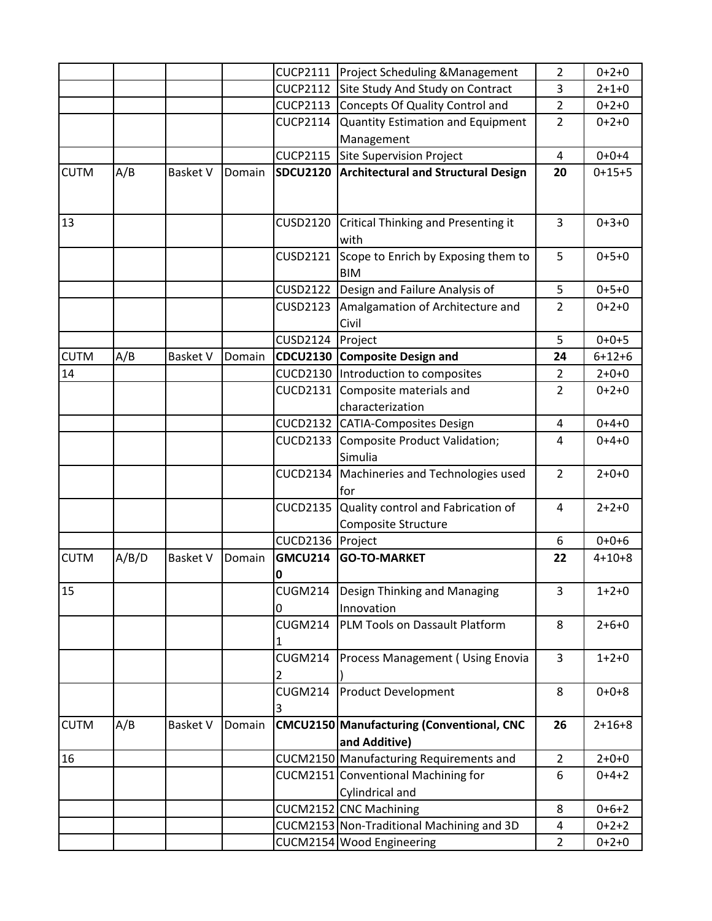| | | | | | | | |
|---|---|---|---|---|---|---|---|
| | | | | CUCP2111 | Project Scheduling &Management | 2 | 0+2+0 |
| | | | | CUCP2112 | Site Study And Study on Contract | 3 | 2+1+0 |
| | | | | CUCP2113 | Concepts Of Quality Control and | 2 | 0+2+0 |
| | | | | CUCP2114 | Quantity Estimation and Equipment Management | 2 | 0+2+0 |
| | | | | CUCP2115 | Site Supervision Project | 4 | 0+0+4 |
| CUTM | A/B | Basket V | Domain | **SDCU2120** | **Architectural and Structural Design** | **20** | 0+15+5 |
| 13 | | | | CUSD2120 | Critical Thinking and Presenting it with | 3 | 0+3+0 |
| | | | | CUSD2121 | Scope to Enrich by Exposing them to BIM | 5 | 0+5+0 |
| | | | | CUSD2122 | Design and Failure Analysis of | 5 | 0+5+0 |
| | | | | CUSD2123 | Amalgamation of Architecture and Civil | 2 | 0+2+0 |
| | | | | CUSD2124 | Project | 5 | 0+0+5 |
| CUTM | A/B | Basket V | Domain | **CDCU2130** | **Composite Design and** | **24** | 6+12+6 |
| 14 | | | | CUCD2130 | Introduction to composites | 2 | 2+0+0 |
| | | | | CUCD2131 | Composite materials and characterization | 2 | 0+2+0 |
| | | | | CUCD2132 | CATIA-Composites Design | 4 | 0+4+0 |
| | | | | CUCD2133 | Composite Product Validation; Simulia | 4 | 0+4+0 |
| | | | | CUCD2134 | Machineries and Technologies used for | 2 | 2+0+0 |
| | | | | CUCD2135 | Quality control and Fabrication of Composite Structure | 4 | 2+2+0 |
| | | | | CUCD2136 | Project | 6 | 0+0+6 |
| CUTM | A/B/D | Basket V | Domain | **GMCU2140** | **GO-TO-MARKET** | **22** | 4+10+8 |
| 15 | | | | CUGM2140 | Design Thinking and Managing Innovation | 3 | 1+2+0 |
| | | | | CUGM2141 | PLM Tools on Dassault Platform | 8 | 2+6+0 |
| | | | | CUGM2142 | Process Management ( Using Enovia ) | 3 | 1+2+0 |
| | | | | CUGM2143 | Product Development | 8 | 0+0+8 |
| CUTM | A/B | Basket V | Domain | **CMCU2150** | **Manufacturing (Conventional, CNC and Additive)** | **26** | 2+16+8 |
| 16 | | | | CUCM2150 | Manufacturing Requirements and | 2 | 2+0+0 |
| | | | | CUCM2151 | Conventional Machining for Cylindrical and | 6 | 0+4+2 |
| | | | | CUCM2152 | CNC Machining | 8 | 0+6+2 |
| | | | | CUCM2153 | Non-Traditional Machining and 3D | 4 | 0+2+2 |
| | | | | CUCM2154 | Wood Engineering | 2 | 0+2+0 |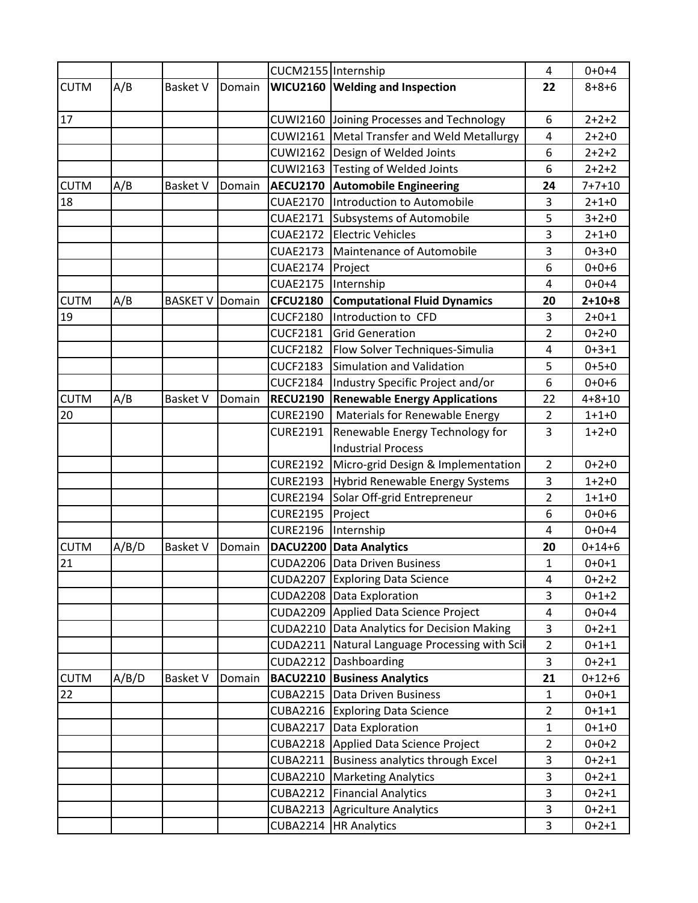|  |  |  |  | CUCM2155 | Internship | 4 | 0+0+4 |
|---|---|---|---|---|---|---|---|
| CUTM | A/B | Basket V | Domain | **WICU2160** | **Welding and Inspection** | **22** | 8+8+6 |
| 17 |  |  |  | CUWI2160 | Joining Processes and Technology | 6 | 2+2+2 |
|  |  |  |  | CUWI2161 | Metal Transfer and Weld Metallurgy | 4 | 2+2+0 |
|  |  |  |  | CUWI2162 | Design of Welded Joints | 6 | 2+2+2 |
|  |  |  |  | CUWI2163 | Testing of Welded Joints | 6 | 2+2+2 |
| CUTM | A/B | Basket V | Domain | **AECU2170** | **Automobile Engineering** | **24** | 7+7+10 |
| 18 |  |  |  | CUAE2170 | Introduction to Automobile | 3 | 2+1+0 |
|  |  |  |  | CUAE2171 | Subsystems of Automobile | 5 | 3+2+0 |
|  |  |  |  | CUAE2172 | Electric Vehicles | 3 | 2+1+0 |
|  |  |  |  | CUAE2173 | Maintenance of Automobile | 3 | 0+3+0 |
|  |  |  |  | CUAE2174 | Project | 6 | 0+0+6 |
|  |  |  |  | CUAE2175 | Internship | 4 | 0+0+4 |
| CUTM | A/B | BASKET V | Domain | **CFCU2180** | **Computational Fluid Dynamics** | **20** | **2+10+8** |
| 19 |  |  |  | CUCF2180 | Introduction to CFD | 3 | 2+0+1 |
|  |  |  |  | CUCF2181 | Grid Generation | 2 | 0+2+0 |
|  |  |  |  | CUCF2182 | Flow Solver Techniques-Simulia | 4 | 0+3+1 |
|  |  |  |  | CUCF2183 | Simulation and Validation | 5 | 0+5+0 |
|  |  |  |  | CUCF2184 | Industry Specific Project and/or | 6 | 0+0+6 |
| CUTM | A/B | Basket V | Domain | **RECU2190** | **Renewable Energy Applications** | 22 | 4+8+10 |
| 20 |  |  |  | CURE2190 | Materials for Renewable Energy | 2 | 1+1+0 |
|  |  |  |  | CURE2191 | Renewable Energy Technology for Industrial Process | 3 | 1+2+0 |
|  |  |  |  | CURE2192 | Micro-grid Design & Implementation | 2 | 0+2+0 |
|  |  |  |  | CURE2193 | Hybrid Renewable Energy Systems | 3 | 1+2+0 |
|  |  |  |  | CURE2194 | Solar Off-grid Entrepreneur | 2 | 1+1+0 |
|  |  |  |  | CURE2195 | Project | 6 | 0+0+6 |
|  |  |  |  | CURE2196 | Internship | 4 | 0+0+4 |
| CUTM | A/B/D | Basket V | Domain | **DACU2200** | **Data Analytics** | **20** | 0+14+6 |
| 21 |  |  |  | CUDA2206 | Data Driven Business | 1 | 0+0+1 |
|  |  |  |  | CUDA2207 | Exploring Data Science | 4 | 0+2+2 |
|  |  |  |  | CUDA2208 | Data Exploration | 3 | 0+1+2 |
|  |  |  |  | CUDA2209 | Applied Data Science Project | 4 | 0+0+4 |
|  |  |  |  | CUDA2210 | Data Analytics for Decision Making | 3 | 0+2+1 |
|  |  |  |  | CUDA2211 | Natural Language Processing with Scil | 2 | 0+1+1 |
|  |  |  |  | CUDA2212 | Dashboarding | 3 | 0+2+1 |
| CUTM | A/B/D | Basket V | Domain | **BACU2210** | **Business Analytics** | **21** | 0+12+6 |
| 22 |  |  |  | CUBA2215 | Data Driven Business | 1 | 0+0+1 |
|  |  |  |  | CUBA2216 | Exploring Data Science | 2 | 0+1+1 |
|  |  |  |  | CUBA2217 | Data Exploration | 1 | 0+1+0 |
|  |  |  |  | CUBA2218 | Applied Data Science Project | 2 | 0+0+2 |
|  |  |  |  | CUBA2211 | Business analytics through Excel | 3 | 0+2+1 |
|  |  |  |  | CUBA2210 | Marketing Analytics | 3 | 0+2+1 |
|  |  |  |  | CUBA2212 | Financial Analytics | 3 | 0+2+1 |
|  |  |  |  | CUBA2213 | Agriculture Analytics | 3 | 0+2+1 |
|  |  |  |  | CUBA2214 | HR Analytics | 3 | 0+2+1 |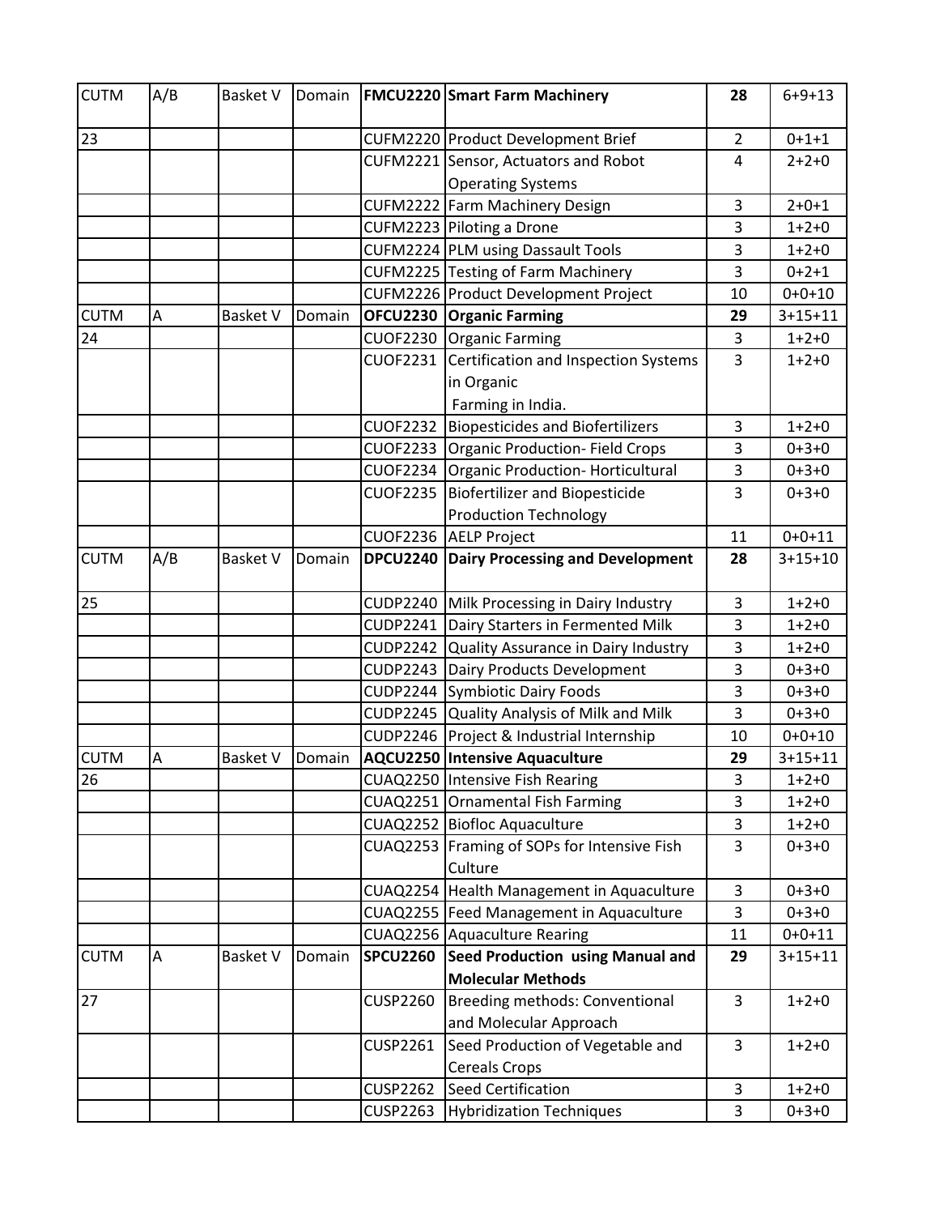| CUTM | A/B | Basket V | Domain | **FMCU2220** | **Smart Farm Machinery** | **28** | 6+9+13 |
|---|---|---|---|---|---|---|---|
| 23 | | | | CUFM2220 | Product Development Brief | 2 | 0+1+1 |
| | | | | CUFM2221 | Sensor, Actuators and Robot Operating Systems | 4 | 2+2+0 |
| | | | | CUFM2222 | Farm Machinery Design | 3 | 2+0+1 |
| | | | | CUFM2223 | Piloting a Drone | 3 | 1+2+0 |
| | | | | CUFM2224 | PLM using Dassault Tools | 3 | 1+2+0 |
| | | | | CUFM2225 | Testing of Farm Machinery | 3 | 0+2+1 |
| | | | | CUFM2226 | Product Development Project | 10 | 0+0+10 |
| CUTM | A | Basket V | Domain | **OFCU2230** | **Organic Farming** | **29** | 3+15+11 |
| 24 | | | | CUOF2230 | Organic Farming | 3 | 1+2+0 |
| | | | | CUOF2231 | Certification and Inspection Systems in Organic Farming in India. | 3 | 1+2+0 |
| | | | | CUOF2232 | Biopesticides and Biofertilizers | 3 | 1+2+0 |
| | | | | CUOF2233 | Organic Production- Field Crops | 3 | 0+3+0 |
| | | | | CUOF2234 | Organic Production- Horticultural | 3 | 0+3+0 |
| | | | | CUOF2235 | Biofertilizer and Biopesticide Production Technology | 3 | 0+3+0 |
| | | | | CUOF2236 | AELP Project | 11 | 0+0+11 |
| CUTM | A/B | Basket V | Domain | **DPCU2240** | **Dairy Processing and Development** | **28** | 3+15+10 |
| 25 | | | | CUDP2240 | Milk Processing in Dairy Industry | 3 | 1+2+0 |
| | | | | CUDP2241 | Dairy Starters in Fermented Milk | 3 | 1+2+0 |
| | | | | CUDP2242 | Quality Assurance in Dairy Industry | 3 | 1+2+0 |
| | | | | CUDP2243 | Dairy Products Development | 3 | 0+3+0 |
| | | | | CUDP2244 | Symbiotic Dairy Foods | 3 | 0+3+0 |
| | | | | CUDP2245 | Quality Analysis of Milk and Milk | 3 | 0+3+0 |
| | | | | CUDP2246 | Project & Industrial Internship | 10 | 0+0+10 |
| CUTM | A | Basket V | Domain | **AQCU2250** | **Intensive Aquaculture** | **29** | 3+15+11 |
| 26 | | | | CUAQ2250 | Intensive Fish Rearing | 3 | 1+2+0 |
| | | | | CUAQ2251 | Ornamental Fish Farming | 3 | 1+2+0 |
| | | | | CUAQ2252 | Biofloc Aquaculture | 3 | 1+2+0 |
| | | | | CUAQ2253 | Framing of SOPs for Intensive Fish Culture | 3 | 0+3+0 |
| | | | | CUAQ2254 | Health Management in Aquaculture | 3 | 0+3+0 |
| | | | | CUAQ2255 | Feed Management in Aquaculture | 3 | 0+3+0 |
| | | | | CUAQ2256 | Aquaculture Rearing | 11 | 0+0+11 |
| CUTM | A | Basket V | Domain | **SPCU2260** | **Seed Production using Manual and Molecular Methods** | **29** | 3+15+11 |
| 27 | | | | CUSP2260 | Breeding methods: Conventional and Molecular Approach | 3 | 1+2+0 |
| | | | | CUSP2261 | Seed Production of Vegetable and Cereals Crops | 3 | 1+2+0 |
| | | | | CUSP2262 | Seed Certification | 3 | 1+2+0 |
| | | | | CUSP2263 | Hybridization Techniques | 3 | 0+3+0 |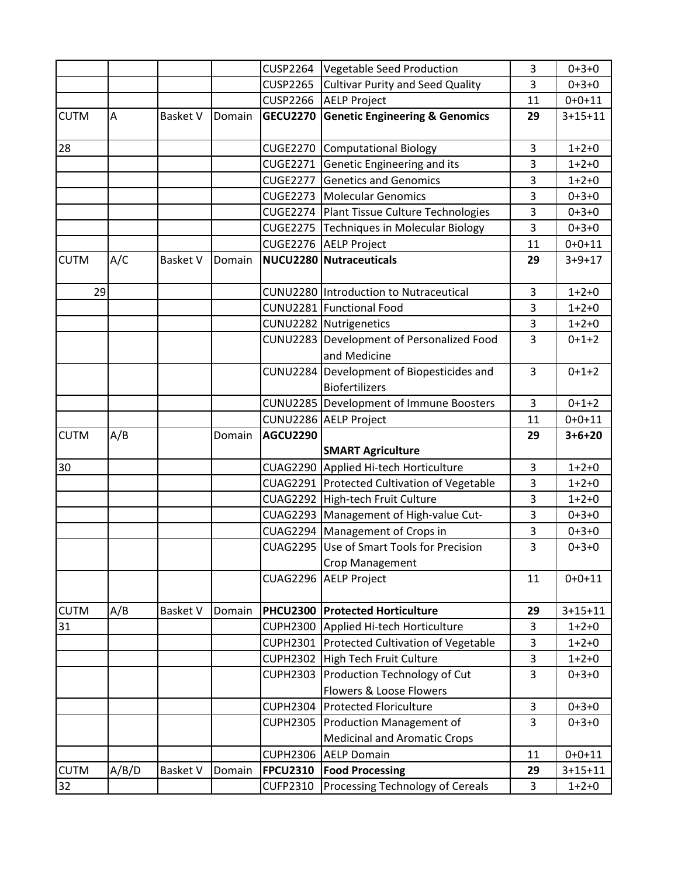| | | | | | | | |
|---|---|---|---|---|---|---|---|
| | | | | CUSP2264 | Vegetable Seed Production | 3 | 0+3+0 |
| | | | | CUSP2265 | Cultivar Purity and Seed Quality | 3 | 0+3+0 |
| | | | | CUSP2266 | AELP Project | 11 | 0+0+11 |
| CUTM | A | Basket V | Domain | **GECU2270** | **Genetic Engineering & Genomics** | **29** | 3+15+11 |
| 28 | | | | CUGE2270 | Computational Biology | 3 | 1+2+0 |
| | | | | CUGE2271 | Genetic Engineering and its | 3 | 1+2+0 |
| | | | | CUGE2277 | Genetics and Genomics | 3 | 1+2+0 |
| | | | | CUGE2273 | Molecular Genomics | 3 | 0+3+0 |
| | | | | CUGE2274 | Plant Tissue Culture Technologies | 3 | 0+3+0 |
| | | | | CUGE2275 | Techniques in Molecular Biology | 3 | 0+3+0 |
| | | | | CUGE2276 | AELP Project | 11 | 0+0+11 |
| CUTM | A/C | Basket V | Domain | **NUCU2280** | **Nutraceuticals** | **29** | 3+9+17 |
| 29 | | | | CUNU2280 | Introduction to Nutraceutical | 3 | 1+2+0 |
| | | | | CUNU2281 | Functional Food | 3 | 1+2+0 |
| | | | | CUNU2282 | Nutrigenetics | 3 | 1+2+0 |
| | | | | CUNU2283 | Development of Personalized Food and Medicine | 3 | 0+1+2 |
| | | | | CUNU2284 | Development of Biopesticides and Biofertilizers | 3 | 0+1+2 |
| | | | | CUNU2285 | Development of Immune Boosters | 3 | 0+1+2 |
| | | | | CUNU2286 | AELP Project | 11 | 0+0+11 |
| CUTM | A/B | | Domain | **AGCU2290** | **SMART Agriculture** | **29** | **3+6+20** |
| 30 | | | | CUAG2290 | Applied Hi-tech Horticulture | 3 | 1+2+0 |
| | | | | CUAG2291 | Protected Cultivation of Vegetable | 3 | 1+2+0 |
| | | | | CUAG2292 | High-tech Fruit Culture | 3 | 1+2+0 |
| | | | | CUAG2293 | Management of High-value Cut- | 3 | 0+3+0 |
| | | | | CUAG2294 | Management of Crops in | 3 | 0+3+0 |
| | | | | CUAG2295 | Use of Smart Tools for Precision Crop Management | 3 | 0+3+0 |
| | | | | CUAG2296 | AELP Project | 11 | 0+0+11 |
| CUTM | A/B | Basket V | Domain | **PHCU2300** | **Protected Horticulture** | **29** | 3+15+11 |
| 31 | | | | CUPH2300 | Applied Hi-tech Horticulture | 3 | 1+2+0 |
| | | | | CUPH2301 | Protected Cultivation of Vegetable | 3 | 1+2+0 |
| | | | | CUPH2302 | High Tech Fruit Culture | 3 | 1+2+0 |
| | | | | CUPH2303 | Production Technology of Cut Flowers & Loose Flowers | 3 | 0+3+0 |
| | | | | CUPH2304 | Protected Floriculture | 3 | 0+3+0 |
| | | | | CUPH2305 | Production Management of Medicinal and Aromatic Crops | 3 | 0+3+0 |
| | | | | CUPH2306 | AELP Domain | 11 | 0+0+11 |
| CUTM | A/B/D | Basket V | Domain | **FPCU2310** | **Food Processing** | **29** | 3+15+11 |
| 32 | | | | CUFP2310 | Processing Technology of Cereals | 3 | 1+2+0 |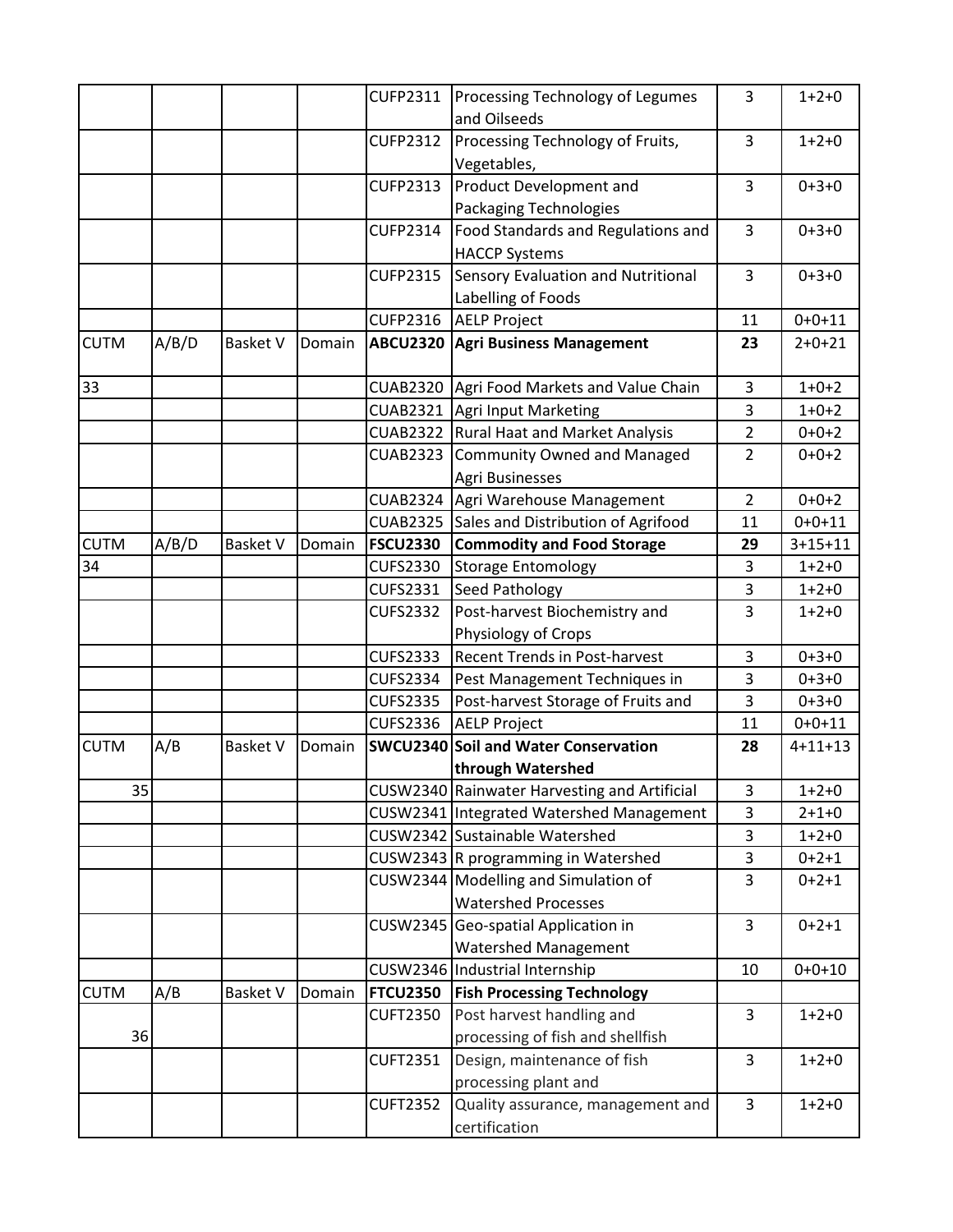| | | | | | | | |
|---|---|---|---|---|---|---|---|
| | | | | CUFP2311 | Processing Technology of Legumes and Oilseeds | 3 | 1+2+0 |
| | | | | CUFP2312 | Processing Technology of Fruits, Vegetables, | 3 | 1+2+0 |
| | | | | CUFP2313 | Product Development and Packaging Technologies | 3 | 0+3+0 |
| | | | | CUFP2314 | Food Standards and Regulations and HACCP Systems | 3 | 0+3+0 |
| | | | | CUFP2315 | Sensory Evaluation and Nutritional Labelling of Foods | 3 | 0+3+0 |
| | | | | CUFP2316 | AELP Project | 11 | 0+0+11 |
| CUTM | A/B/D | Basket V | Domain | **ABCU2320** | **Agri Business Management** | **23** | 2+0+21 |
| 33 | | | | CUAB2320 | Agri Food Markets and Value Chain | 3 | 1+0+2 |
| | | | | CUAB2321 | Agri Input Marketing | 3 | 1+0+2 |
| | | | | CUAB2322 | Rural Haat and Market Analysis | 2 | 0+0+2 |
| | | | | CUAB2323 | Community Owned and Managed Agri Businesses | 2 | 0+0+2 |
| | | | | CUAB2324 | Agri Warehouse Management | 2 | 0+0+2 |
| | | | | CUAB2325 | Sales and Distribution of Agrifood | 11 | 0+0+11 |
| CUTM | A/B/D | Basket V | Domain | **FSCU2330** | **Commodity and Food Storage** | **29** | 3+15+11 |
| 34 | | | | CUFS2330 | Storage Entomology | 3 | 1+2+0 |
| | | | | CUFS2331 | Seed Pathology | 3 | 1+2+0 |
| | | | | CUFS2332 | Post-harvest Biochemistry and Physiology of Crops | 3 | 1+2+0 |
| | | | | CUFS2333 | Recent Trends in Post-harvest | 3 | 0+3+0 |
| | | | | CUFS2334 | Pest Management Techniques in | 3 | 0+3+0 |
| | | | | CUFS2335 | Post-harvest Storage of Fruits and | 3 | 0+3+0 |
| | | | | CUFS2336 | AELP Project | 11 | 0+0+11 |
| CUTM | A/B | Basket V | Domain | **SWCU2340** | **Soil and Water Conservation through Watershed** | **28** | 4+11+13 |
| 35 | | | | CUSW2340 | Rainwater Harvesting and Artificial | 3 | 1+2+0 |
| | | | | CUSW2341 | Integrated Watershed Management | 3 | 2+1+0 |
| | | | | CUSW2342 | Sustainable Watershed | 3 | 1+2+0 |
| | | | | CUSW2343 | R programming in Watershed | 3 | 0+2+1 |
| | | | | CUSW2344 | Modelling and Simulation of Watershed Processes | 3 | 0+2+1 |
| | | | | CUSW2345 | Geo-spatial Application in Watershed Management | 3 | 0+2+1 |
| | | | | CUSW2346 | Industrial Internship | 10 | 0+0+10 |
| CUTM | A/B | Basket V | Domain | **FTCU2350** | **Fish Processing Technology** | | |
| 36 | | | | CUFT2350 | Post harvest handling and processing of fish and shellfish | 3 | 1+2+0 |
| | | | | CUFT2351 | Design, maintenance of fish processing plant and | 3 | 1+2+0 |
| | | | | CUFT2352 | Quality assurance, management and certification | 3 | 1+2+0 |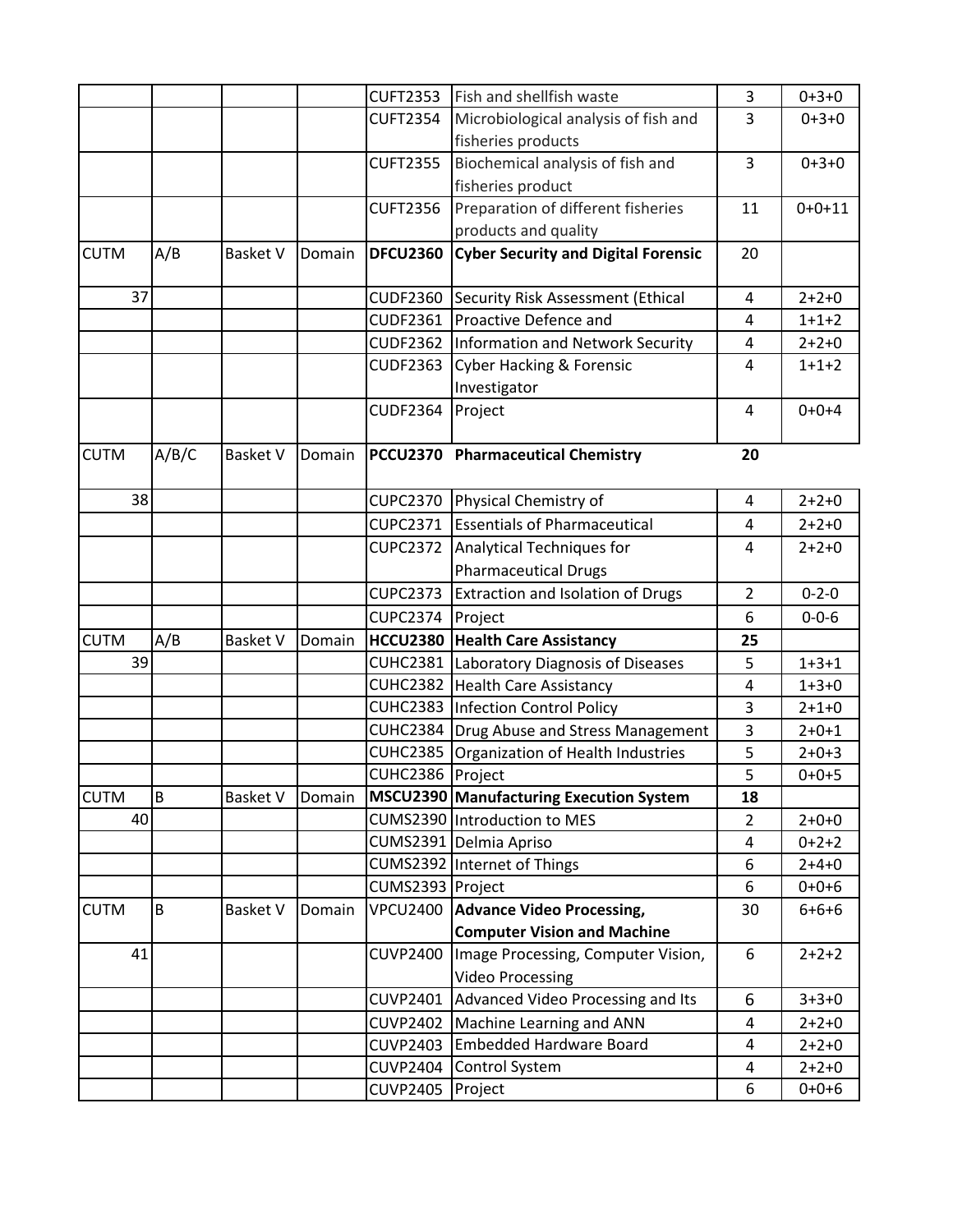| | | | | | | | |
|---|---|---|---|---|---|---|---|
| | | | | CUFT2353 | Fish and shellfish waste | 3 | 0+3+0 |
| | | | | CUFT2354 | Microbiological analysis of fish and fisheries products | 3 | 0+3+0 |
| | | | | CUFT2355 | Biochemical analysis of fish and fisheries product | 3 | 0+3+0 |
| | | | | CUFT2356 | Preparation of different fisheries products and quality | 11 | 0+0+11 |
| CUTM | A/B | Basket V | Domain | **DFCU2360** | **Cyber Security and Digital Forensic** | 20 | |
| 37 | | | | CUDF2360 | Security Risk Assessment (Ethical | 4 | 2+2+0 |
| | | | | CUDF2361 | Proactive Defence and | 4 | 1+1+2 |
| | | | | CUDF2362 | Information and Network Security | 4 | 2+2+0 |
| | | | | CUDF2363 | Cyber Hacking & Forensic Investigator | 4 | 1+1+2 |
| | | | | CUDF2364 | Project | 4 | 0+0+4 |
| CUTM | A/B/C | Basket V | Domain | **PCCU2370** | **Pharmaceutical Chemistry** | **20** | |
| 38 | | | | CUPC2370 | Physical Chemistry of | 4 | 2+2+0 |
| | | | | CUPC2371 | Essentials of Pharmaceutical | 4 | 2+2+0 |
| | | | | CUPC2372 | Analytical Techniques for Pharmaceutical Drugs | 4 | 2+2+0 |
| | | | | CUPC2373 | Extraction and Isolation of Drugs | 2 | 0-2-0 |
| | | | | CUPC2374 | Project | 6 | 0-0-6 |
| CUTM | A/B | Basket V | Domain | **HCCU2380** | **Health Care Assistancy** | **25** | |
| 39 | | | | CUHC2381 | Laboratory Diagnosis of Diseases | 5 | 1+3+1 |
| | | | | CUHC2382 | Health Care Assistancy | 4 | 1+3+0 |
| | | | | CUHC2383 | Infection Control Policy | 3 | 2+1+0 |
| | | | | CUHC2384 | Drug Abuse and Stress Management | 3 | 2+0+1 |
| | | | | CUHC2385 | Organization of Health Industries | 5 | 2+0+3 |
| | | | | CUHC2386 | Project | 5 | 0+0+5 |
| CUTM | B | Basket V | Domain | **MSCU2390** | **Manufacturing Execution System** | **18** | |
| 40 | | | | CUMS2390 | Introduction to MES | 2 | 2+0+0 |
| | | | | CUMS2391 | Delmia Apriso | 4 | 0+2+2 |
| | | | | CUMS2392 | Internet of Things | 6 | 2+4+0 |
| | | | | CUMS2393 | Project | 6 | 0+0+6 |
| CUTM | B | Basket V | Domain | VPCU2400 | **Advance Video Processing, Computer Vision and Machine** | 30 | 6+6+6 |
| 41 | | | | CUVP2400 | Image Processing, Computer Vision, Video Processing | 6 | 2+2+2 |
| | | | | CUVP2401 | Advanced Video Processing and Its | 6 | 3+3+0 |
| | | | | CUVP2402 | Machine Learning and ANN | 4 | 2+2+0 |
| | | | | CUVP2403 | Embedded Hardware Board | 4 | 2+2+0 |
| | | | | CUVP2404 | Control System | 4 | 2+2+0 |
| | | | | CUVP2405 | Project | 6 | 0+0+6 |